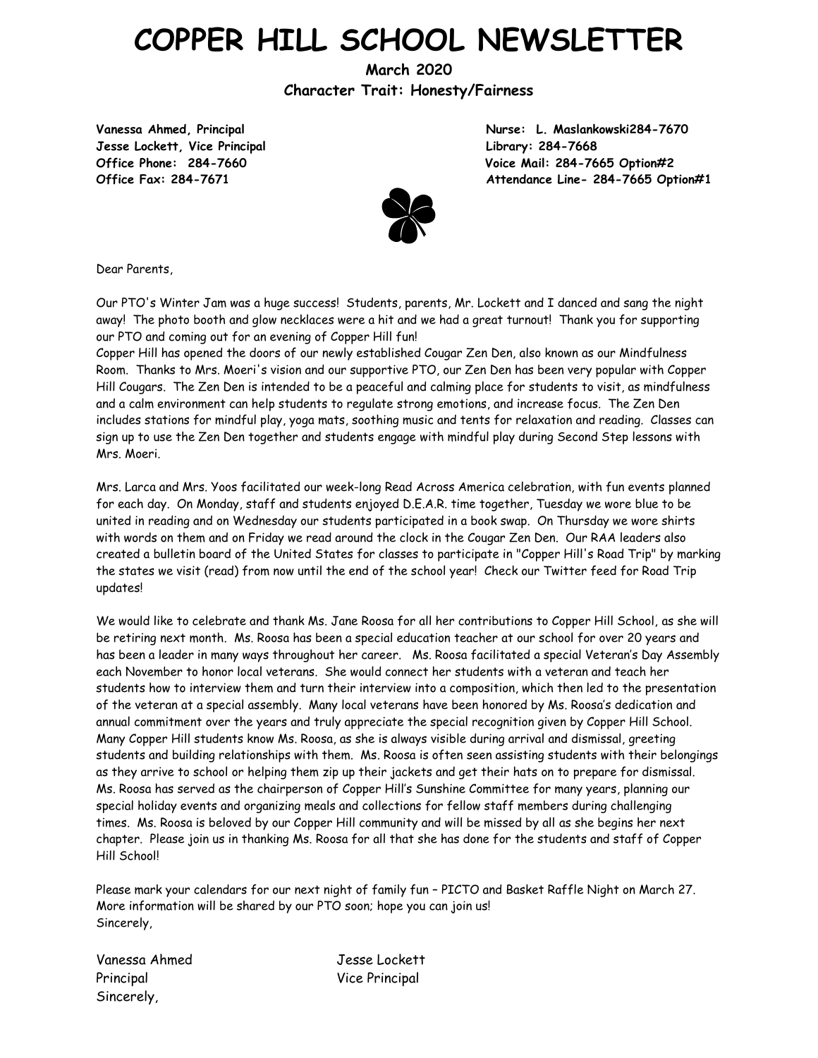# COPPER HILL SCHOOL NEWSLETTER

**March 2020**

**Character Trait: Honesty/Fairness**

**Vanessa Ahmed, Principal**
**Jesse Lockett, Vice Principal**
**Office Phone: 284-7660**
**Office Fax: 284-7671**

**Nurse: L. Maslankowski284-7670**
**Library: 284-7668**
**Voice Mail: 284-7665 Option#2**
**Attendance Line- 284-7665 Option#1**

Dear Parents,

Our PTO's Winter Jam was a huge success! Students, parents, Mr. Lockett and I danced and sang the night away! The photo booth and glow necklaces were a hit and we had a great turnout! Thank you for supporting our PTO and coming out for an evening of Copper Hill fun!
Copper Hill has opened the doors of our newly established Cougar Zen Den, also known as our Mindfulness Room. Thanks to Mrs. Moeri's vision and our supportive PTO, our Zen Den has been very popular with Copper Hill Cougars. The Zen Den is intended to be a peaceful and calming place for students to visit, as mindfulness and a calm environment can help students to regulate strong emotions, and increase focus. The Zen Den includes stations for mindful play, yoga mats, soothing music and tents for relaxation and reading. Classes can sign up to use the Zen Den together and students engage with mindful play during Second Step lessons with Mrs. Moeri.

Mrs. Larca and Mrs. Yoos facilitated our week-long Read Across America celebration, with fun events planned for each day. On Monday, staff and students enjoyed D.E.A.R. time together, Tuesday we wore blue to be united in reading and on Wednesday our students participated in a book swap. On Thursday we wore shirts with words on them and on Friday we read around the clock in the Cougar Zen Den. Our RAA leaders also created a bulletin board of the United States for classes to participate in "Copper Hill's Road Trip" by marking the states we visit (read) from now until the end of the school year! Check our Twitter feed for Road Trip updates!

We would like to celebrate and thank Ms. Jane Roosa for all her contributions to Copper Hill School, as she will be retiring next month. Ms. Roosa has been a special education teacher at our school for over 20 years and has been a leader in many ways throughout her career. Ms. Roosa facilitated a special Veteran's Day Assembly each November to honor local veterans. She would connect her students with a veteran and teach her students how to interview them and turn their interview into a composition, which then led to the presentation of the veteran at a special assembly. Many local veterans have been honored by Ms. Roosa's dedication and annual commitment over the years and truly appreciate the special recognition given by Copper Hill School. Many Copper Hill students know Ms. Roosa, as she is always visible during arrival and dismissal, greeting students and building relationships with them. Ms. Roosa is often seen assisting students with their belongings as they arrive to school or helping them zip up their jackets and get their hats on to prepare for dismissal. Ms. Roosa has served as the chairperson of Copper Hill's Sunshine Committee for many years, planning our special holiday events and organizing meals and collections for fellow staff members during challenging times. Ms. Roosa is beloved by our Copper Hill community and will be missed by all as she begins her next chapter. Please join us in thanking Ms. Roosa for all that she has done for the students and staff of Copper Hill School!

Please mark your calendars for our next night of family fun – PICTO and Basket Raffle Night on March 27. More information will be shared by our PTO soon; hope you can join us!
Sincerely,

Vanessa Ahmed
Principal

Jesse Lockett
Vice Principal

Sincerely,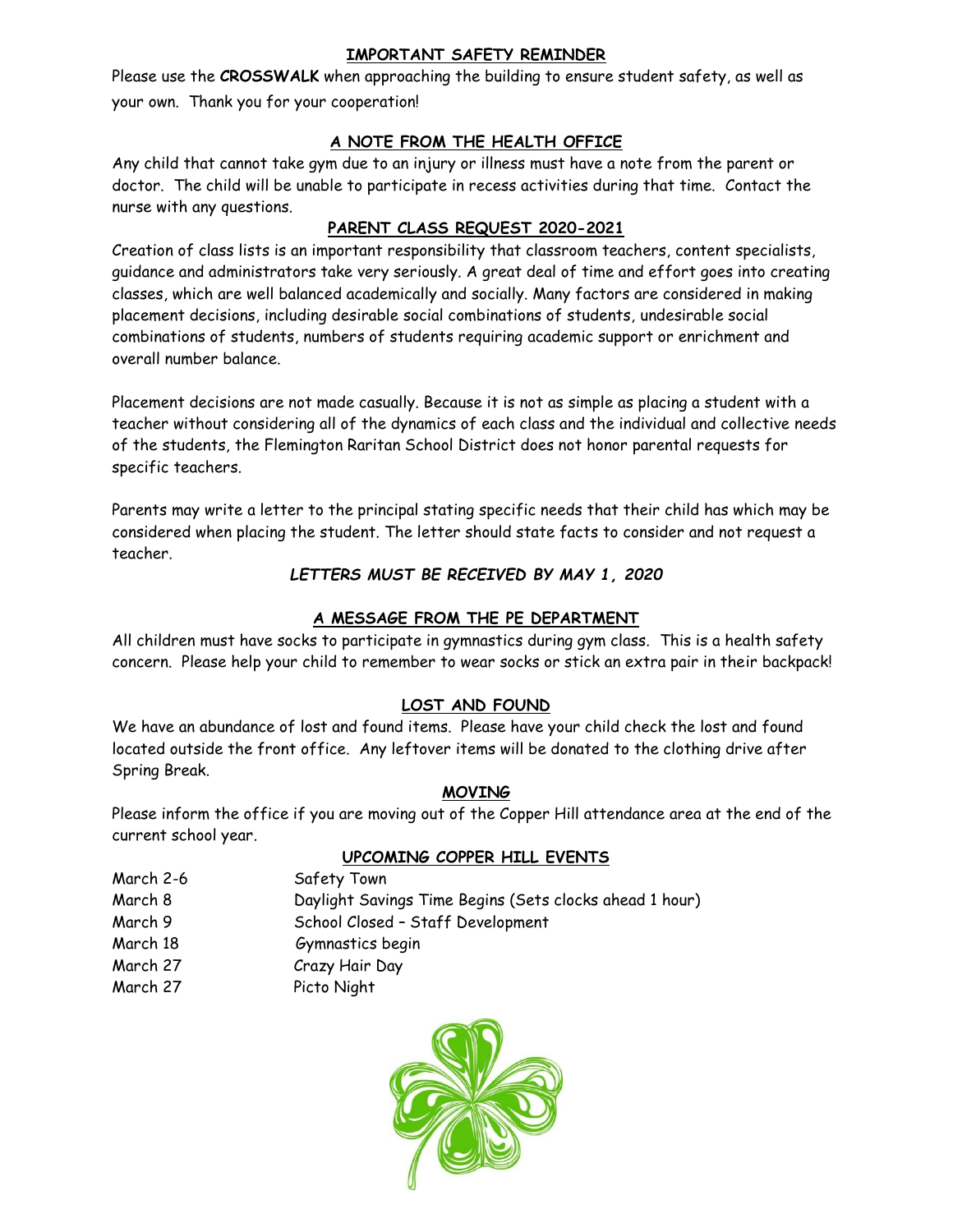## IMPORTANT SAFETY REMINDER

Please use the **CROSSWALK** when approaching the building to ensure student safety, as well as your own. Thank you for your cooperation!

## A NOTE FROM THE HEALTH OFFICE

Any child that cannot take gym due to an injury or illness must have a note from the parent or doctor. The child will be unable to participate in recess activities during that time. Contact the nurse with any questions.

## PARENT CLASS REQUEST 2020-2021

Creation of class lists is an important responsibility that classroom teachers, content specialists, guidance and administrators take very seriously. A great deal of time and effort goes into creating classes, which are well balanced academically and socially. Many factors are considered in making placement decisions, including desirable social combinations of students, undesirable social combinations of students, numbers of students requiring academic support or enrichment and overall number balance.

Placement decisions are not made casually. Because it is not as simple as placing a student with a teacher without considering all of the dynamics of each class and the individual and collective needs of the students, the Flemington Raritan School District does not honor parental requests for specific teachers.

Parents may write a letter to the principal stating specific needs that their child has which may be considered when placing the student. The letter should state facts to consider and not request a teacher.

***LETTERS MUST BE RECEIVED BY MAY 1, 2020***

## A MESSAGE FROM THE PE DEPARTMENT

All children must have socks to participate in gymnastics during gym class. This is a health safety concern. Please help your child to remember to wear socks or stick an extra pair in their backpack!

## LOST AND FOUND

We have an abundance of lost and found items. Please have your child check the lost and found located outside the front office. Any leftover items will be donated to the clothing drive after Spring Break.

## MOVING

Please inform the office if you are moving out of the Copper Hill attendance area at the end of the current school year.

## UPCOMING COPPER HILL EVENTS

| | |
|---|---|
| March 2-6 | Safety Town |
| March 8 | Daylight Savings Time Begins (Sets clocks ahead 1 hour) |
| March 9 | School Closed – Staff Development |
| March 18 | Gymnastics begin |
| March 27 | Crazy Hair Day |
| March 27 | Picto Night |